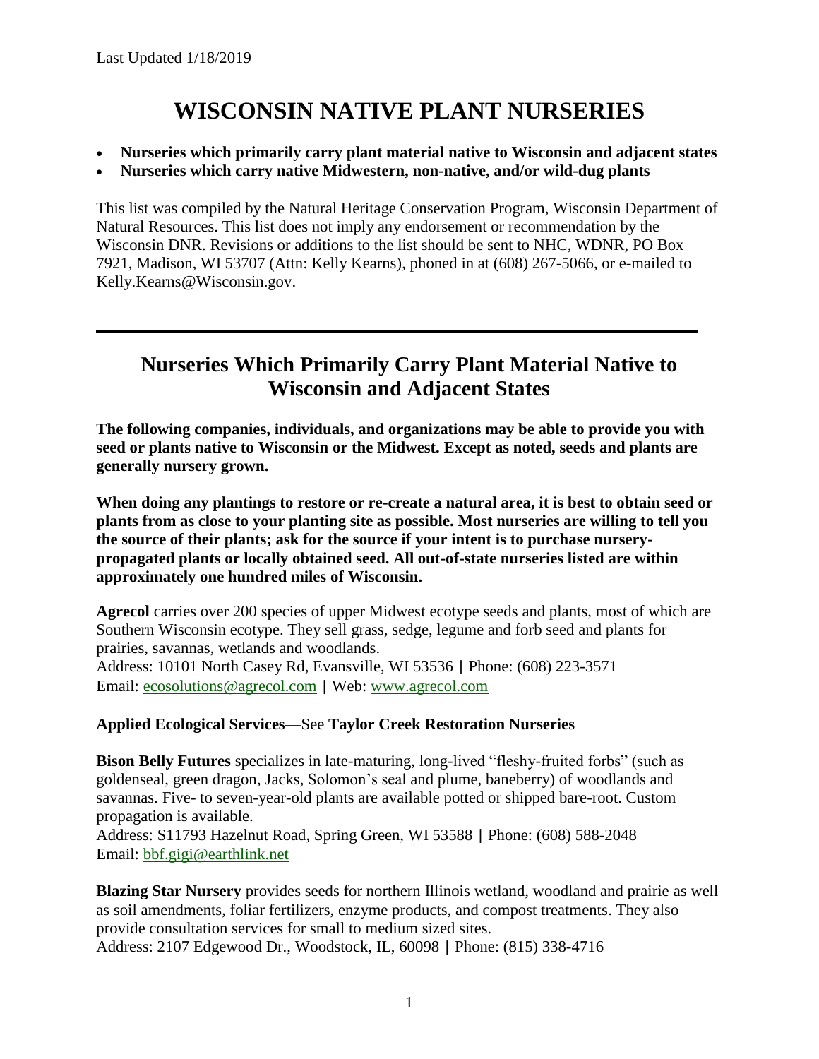Last Updated 1/18/2019

# WISCONSIN NATIVE PLANT NURSERIES

- **Nurseries which primarily carry plant material native to Wisconsin and adjacent states**
- **Nurseries which carry native Midwestern, non-native, and/or wild-dug plants**

This list was compiled by the Natural Heritage Conservation Program, Wisconsin Department of Natural Resources. This list does not imply any endorsement or recommendation by the Wisconsin DNR. Revisions or additions to the list should be sent to NHC, WDNR, PO Box 7921, Madison, WI 53707 (Attn: Kelly Kearns), phoned in at (608) 267-5066, or e-mailed to Kelly.Kearns@Wisconsin.gov.

---

## Nurseries Which Primarily Carry Plant Material Native to Wisconsin and Adjacent States

**The following companies, individuals, and organizations may be able to provide you with seed or plants native to Wisconsin or the Midwest. Except as noted, seeds and plants are generally nursery grown.**

**When doing any plantings to restore or re-create a natural area, it is best to obtain seed or plants from as close to your planting site as possible. Most nurseries are willing to tell you the source of their plants; ask for the source if your intent is to purchase nursery-propagated plants or locally obtained seed. All out-of-state nurseries listed are within approximately one hundred miles of Wisconsin.**

**Agrecol** carries over 200 species of upper Midwest ecotype seeds and plants, most of which are Southern Wisconsin ecotype. They sell grass, sedge, legume and forb seed and plants for prairies, savannas, wetlands and woodlands.
Address: 10101 North Casey Rd, Evansville, WI 53536 | Phone: (608) 223-3571
Email: ecosolutions@agrecol.com | Web: www.agrecol.com

**Applied Ecological Services**—See **Taylor Creek Restoration Nurseries**

**Bison Belly Futures** specializes in late-maturing, long-lived "fleshy-fruited forbs" (such as goldenseal, green dragon, Jacks, Solomon's seal and plume, baneberry) of woodlands and savannas. Five- to seven-year-old plants are available potted or shipped bare-root. Custom propagation is available.
Address: S11793 Hazelnut Road, Spring Green, WI 53588 | Phone: (608) 588-2048
Email: bbf.gigi@earthlink.net

**Blazing Star Nursery** provides seeds for northern Illinois wetland, woodland and prairie as well as soil amendments, foliar fertilizers, enzyme products, and compost treatments. They also provide consultation services for small to medium sized sites.
Address: 2107 Edgewood Dr., Woodstock, IL, 60098 | Phone: (815) 338-4716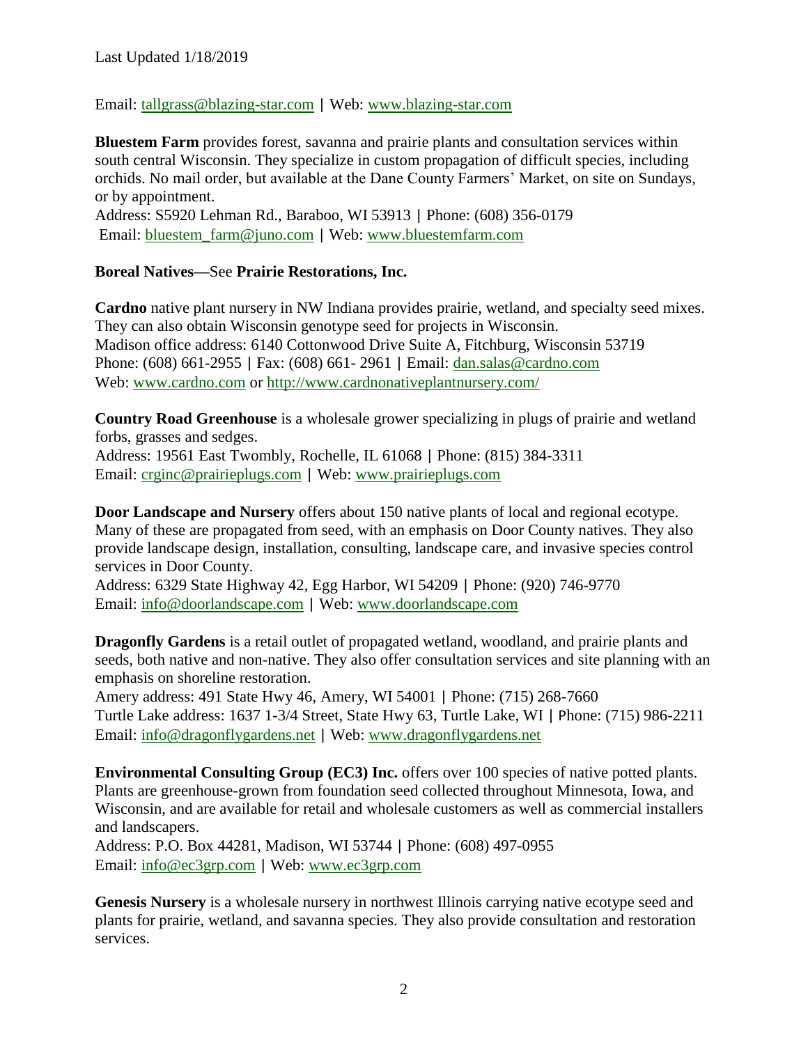Email: tallgrass@blazing-star.com | Web: www.blazing-star.com

**Bluestem Farm** provides forest, savanna and prairie plants and consultation services within south central Wisconsin. They specialize in custom propagation of difficult species, including orchids. No mail order, but available at the Dane County Farmers' Market, on site on Sundays, or by appointment.
Address: S5920 Lehman Rd., Baraboo, WI 53913 | Phone: (608) 356-0179
Email: bluestem_farm@juno.com | Web: www.bluestemfarm.com

**Boreal Natives**—See **Prairie Restorations, Inc.**

**Cardno** native plant nursery in NW Indiana provides prairie, wetland, and specialty seed mixes. They can also obtain Wisconsin genotype seed for projects in Wisconsin.
Madison office address: 6140 Cottonwood Drive Suite A, Fitchburg, Wisconsin 53719
Phone: (608) 661-2955 | Fax: (608) 661- 2961 | Email: dan.salas@cardno.com
Web: www.cardno.com or http://www.cardnonativeplantnursery.com/

**Country Road Greenhouse** is a wholesale grower specializing in plugs of prairie and wetland forbs, grasses and sedges.
Address: 19561 East Twombly, Rochelle, IL 61068 | Phone: (815) 384-3311
Email: crginc@prairieplugs.com | Web: www.prairieplugs.com

**Door Landscape and Nursery** offers about 150 native plants of local and regional ecotype. Many of these are propagated from seed, with an emphasis on Door County natives. They also provide landscape design, installation, consulting, landscape care, and invasive species control services in Door County.
Address: 6329 State Highway 42, Egg Harbor, WI 54209 | Phone: (920) 746-9770
Email: info@doorlandscape.com | Web: www.doorlandscape.com

**Dragonfly Gardens** is a retail outlet of propagated wetland, woodland, and prairie plants and seeds, both native and non-native. They also offer consultation services and site planning with an emphasis on shoreline restoration.
Amery address: 491 State Hwy 46, Amery, WI 54001 | Phone: (715) 268-7660
Turtle Lake address: 1637 1-3/4 Street, State Hwy 63, Turtle Lake, WI | Phone: (715) 986-2211
Email: info@dragonflygardens.net | Web: www.dragonflygardens.net

**Environmental Consulting Group (EC3) Inc.** offers over 100 species of native potted plants. Plants are greenhouse-grown from foundation seed collected throughout Minnesota, Iowa, and Wisconsin, and are available for retail and wholesale customers as well as commercial installers and landscapers.
Address: P.O. Box 44281, Madison, WI 53744 | Phone: (608) 497-0955
Email: info@ec3grp.com | Web: www.ec3grp.com

**Genesis Nursery** is a wholesale nursery in northwest Illinois carrying native ecotype seed and plants for prairie, wetland, and savanna species. They also provide consultation and restoration services.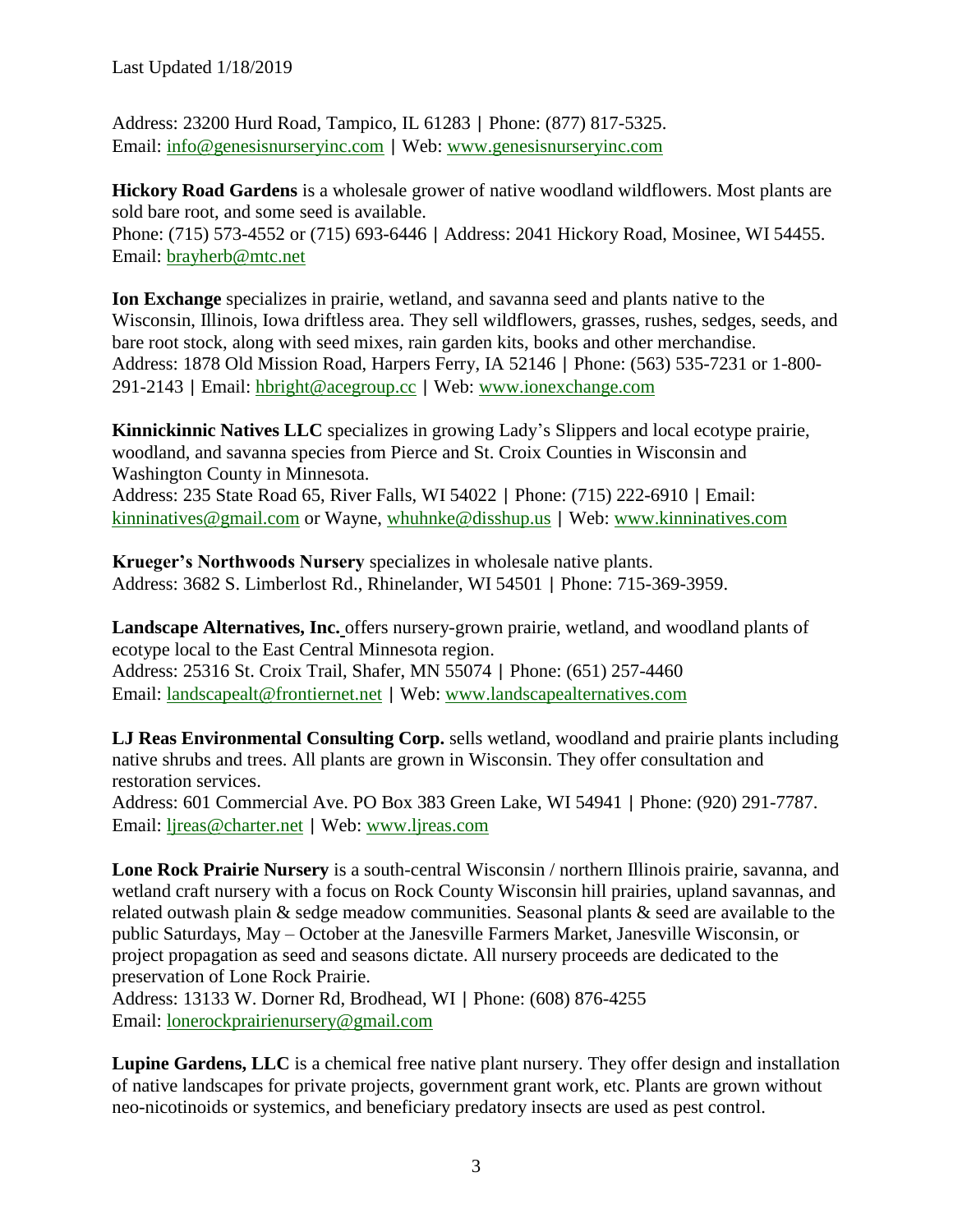Last Updated 1/18/2019

Address: 23200 Hurd Road, Tampico, IL 61283 | Phone: (877) 817-5325.
Email: info@genesisnurseryinc.com | Web: www.genesisnurseryinc.com

**Hickory Road Gardens** is a wholesale grower of native woodland wildflowers. Most plants are sold bare root, and some seed is available.
Phone: (715) 573-4552 or (715) 693-6446 | Address: 2041 Hickory Road, Mosinee, WI 54455.
Email: brayherb@mtc.net

**Ion Exchange** specializes in prairie, wetland, and savanna seed and plants native to the Wisconsin, Illinois, Iowa driftless area. They sell wildflowers, grasses, rushes, sedges, seeds, and bare root stock, along with seed mixes, rain garden kits, books and other merchandise.
Address: 1878 Old Mission Road, Harpers Ferry, IA 52146 | Phone: (563) 535-7231 or 1-800-291-2143 | Email: hbright@acegroup.cc | Web: www.ionexchange.com

**Kinnickinnic Natives LLC** specializes in growing Lady's Slippers and local ecotype prairie, woodland, and savanna species from Pierce and St. Croix Counties in Wisconsin and Washington County in Minnesota.
Address: 235 State Road 65, River Falls, WI 54022 | Phone: (715) 222-6910 | Email: kinninatives@gmail.com or Wayne, whuhnke@disshup.us | Web: www.kinninatives.com

**Krueger's Northwoods Nursery** specializes in wholesale native plants.
Address: 3682 S. Limberlost Rd., Rhinelander, WI 54501 | Phone: 715-369-3959.

**Landscape Alternatives, Inc.** offers nursery-grown prairie, wetland, and woodland plants of ecotype local to the East Central Minnesota region.
Address: 25316 St. Croix Trail, Shafer, MN 55074 | Phone: (651) 257-4460
Email: landscapealt@frontiernet.net | Web: www.landscapealternatives.com

**LJ Reas Environmental Consulting Corp.** sells wetland, woodland and prairie plants including native shrubs and trees. All plants are grown in Wisconsin. They offer consultation and restoration services.
Address: 601 Commercial Ave. PO Box 383 Green Lake, WI 54941 | Phone: (920) 291-7787.
Email: ljreas@charter.net | Web: www.ljreas.com

**Lone Rock Prairie Nursery** is a south-central Wisconsin / northern Illinois prairie, savanna, and wetland craft nursery with a focus on Rock County Wisconsin hill prairies, upland savannas, and related outwash plain & sedge meadow communities. Seasonal plants & seed are available to the public Saturdays, May – October at the Janesville Farmers Market, Janesville Wisconsin, or project propagation as seed and seasons dictate. All nursery proceeds are dedicated to the preservation of Lone Rock Prairie.
Address: 13133 W. Dorner Rd, Brodhead, WI | Phone: (608) 876-4255
Email: lonerockprairienursery@gmail.com

**Lupine Gardens, LLC** is a chemical free native plant nursery. They offer design and installation of native landscapes for private projects, government grant work, etc. Plants are grown without neo-nicotinoids or systemics, and beneficiary predatory insects are used as pest control.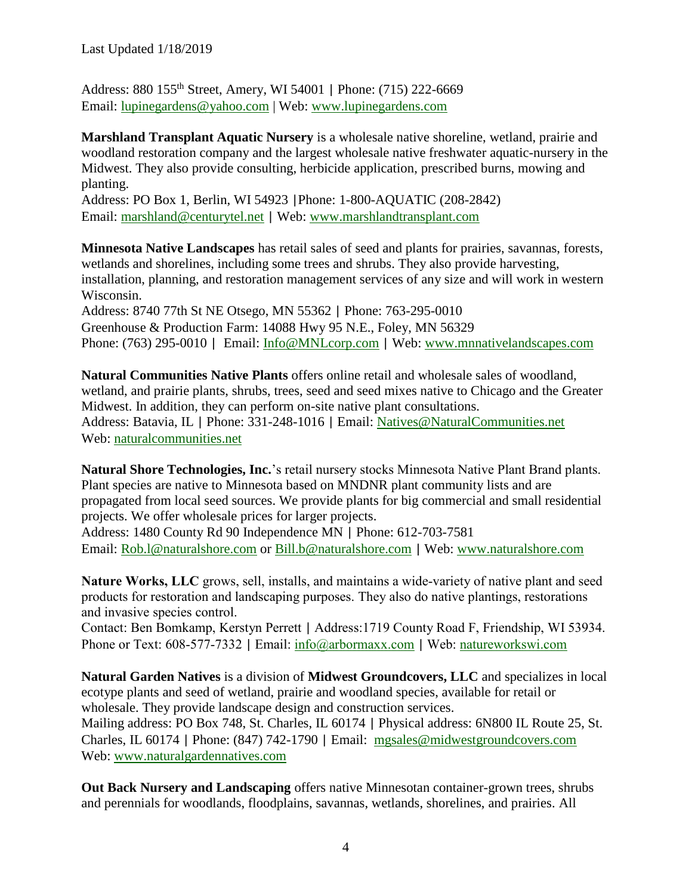Address: 880 155th Street, Amery, WI 54001 | Phone: (715) 222-6669
Email: lupinegardens@yahoo.com | Web: www.lupinegardens.com

**Marshland Transplant Aquatic Nursery** is a wholesale native shoreline, wetland, prairie and woodland restoration company and the largest wholesale native freshwater aquatic-nursery in the Midwest. They also provide consulting, herbicide application, prescribed burns, mowing and planting.
Address: PO Box 1, Berlin, WI 54923 |Phone: 1-800-AQUATIC (208-2842)
Email: marshland@centurytel.net | Web: www.marshlandtransplant.com

**Minnesota Native Landscapes** has retail sales of seed and plants for prairies, savannas, forests, wetlands and shorelines, including some trees and shrubs. They also provide harvesting, installation, planning, and restoration management services of any size and will work in western Wisconsin.
Address: 8740 77th St NE Otsego, MN 55362 | Phone: 763-295-0010
Greenhouse & Production Farm: 14088 Hwy 95 N.E., Foley, MN 56329
Phone: (763) 295-0010 | Email: Info@MNLcorp.com | Web: www.mnnativelandscapes.com

**Natural Communities Native Plants** offers online retail and wholesale sales of woodland, wetland, and prairie plants, shrubs, trees, seed and seed mixes native to Chicago and the Greater Midwest. In addition, they can perform on-site native plant consultations.
Address: Batavia, IL | Phone: 331-248-1016 | Email: Natives@NaturalCommunities.net
Web: naturalcommunities.net

**Natural Shore Technologies, Inc.**'s retail nursery stocks Minnesota Native Plant Brand plants. Plant species are native to Minnesota based on MNDNR plant community lists and are propagated from local seed sources. We provide plants for big commercial and small residential projects. We offer wholesale prices for larger projects.
Address: 1480 County Rd 90 Independence MN | Phone: 612-703-7581
Email: Rob.l@naturalshore.com or Bill.b@naturalshore.com | Web: www.naturalshore.com

**Nature Works, LLC** grows, sell, installs, and maintains a wide-variety of native plant and seed products for restoration and landscaping purposes. They also do native plantings, restorations and invasive species control.
Contact: Ben Bomkamp, Kerstyn Perrett | Address:1719 County Road F, Friendship, WI 53934.
Phone or Text: 608-577-7332 | Email: info@arbormaxx.com | Web: natureworkswi.com

**Natural Garden Natives** is a division of **Midwest Groundcovers, LLC** and specializes in local ecotype plants and seed of wetland, prairie and woodland species, available for retail or wholesale. They provide landscape design and construction services.
Mailing address: PO Box 748, St. Charles, IL 60174 | Physical address: 6N800 IL Route 25, St. Charles, IL 60174 | Phone: (847) 742-1790 | Email: mgsales@midwestgroundcovers.com
Web: www.naturalgardennatives.com

**Out Back Nursery and Landscaping** offers native Minnesotan container-grown trees, shrubs and perennials for woodlands, floodplains, savannas, wetlands, shorelines, and prairies. All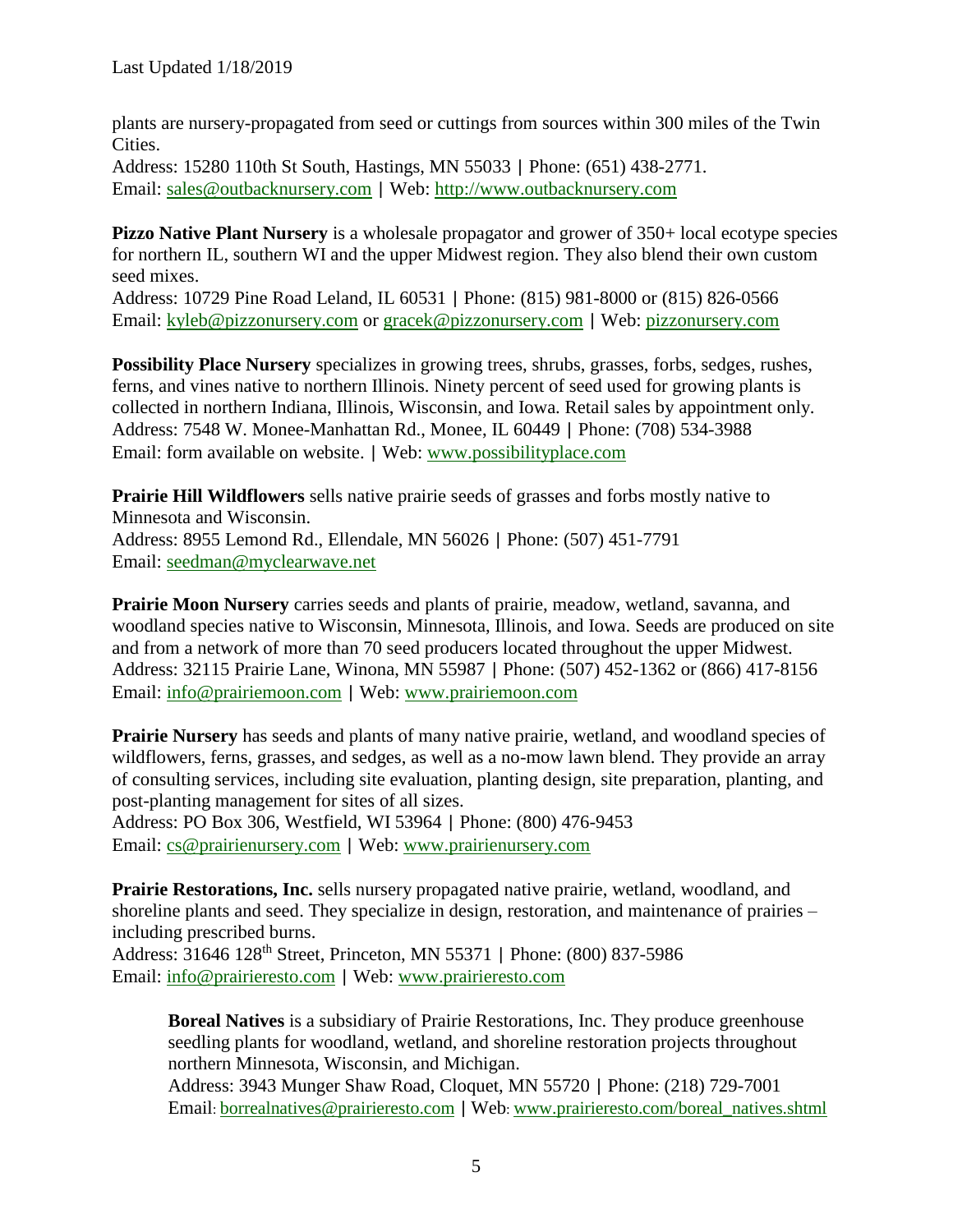plants are nursery-propagated from seed or cuttings from sources within 300 miles of the Twin Cities.
Address: 15280 110th St South, Hastings, MN 55033 | Phone: (651) 438-2771.
Email: sales@outbacknursery.com | Web: http://www.outbacknursery.com

**Pizzo Native Plant Nursery** is a wholesale propagator and grower of 350+ local ecotype species for northern IL, southern WI and the upper Midwest region. They also blend their own custom seed mixes.
Address: 10729 Pine Road Leland, IL 60531 | Phone: (815) 981-8000 or (815) 826-0566
Email: kyleb@pizzonursery.com or gracek@pizzonursery.com | Web: pizzonursery.com

**Possibility Place Nursery** specializes in growing trees, shrubs, grasses, forbs, sedges, rushes, ferns, and vines native to northern Illinois. Ninety percent of seed used for growing plants is collected in northern Indiana, Illinois, Wisconsin, and Iowa. Retail sales by appointment only.
Address: 7548 W. Monee-Manhattan Rd., Monee, IL 60449 | Phone: (708) 534-3988
Email: form available on website. | Web: www.possibilityplace.com

**Prairie Hill Wildflowers** sells native prairie seeds of grasses and forbs mostly native to Minnesota and Wisconsin.
Address: 8955 Lemond Rd., Ellendale, MN 56026 | Phone: (507) 451-7791
Email: seedman@myclearwave.net

**Prairie Moon Nursery** carries seeds and plants of prairie, meadow, wetland, savanna, and woodland species native to Wisconsin, Minnesota, Illinois, and Iowa. Seeds are produced on site and from a network of more than 70 seed producers located throughout the upper Midwest.
Address: 32115 Prairie Lane, Winona, MN 55987 | Phone: (507) 452-1362 or (866) 417-8156
Email: info@prairiemoon.com | Web: www.prairiemoon.com

**Prairie Nursery** has seeds and plants of many native prairie, wetland, and woodland species of wildflowers, ferns, grasses, and sedges, as well as a no-mow lawn blend. They provide an array of consulting services, including site evaluation, planting design, site preparation, planting, and post-planting management for sites of all sizes.
Address: PO Box 306, Westfield, WI 53964 | Phone: (800) 476-9453
Email: cs@prairienursery.com | Web: www.prairienursery.com

**Prairie Restorations, Inc.** sells nursery propagated native prairie, wetland, woodland, and shoreline plants and seed. They specialize in design, restoration, and maintenance of prairies – including prescribed burns.
Address: 31646 128th Street, Princeton, MN 55371 | Phone: (800) 837-5986
Email: info@prairieresto.com | Web: www.prairieresto.com

> **Boreal Natives** is a subsidiary of Prairie Restorations, Inc. They produce greenhouse seedling plants for woodland, wetland, and shoreline restoration projects throughout northern Minnesota, Wisconsin, and Michigan.
> Address: 3943 Munger Shaw Road, Cloquet, MN 55720 | Phone: (218) 729-7001
> Email: borrealnatives@prairieresto.com | Web: www.prairieresto.com/boreal_natives.shtml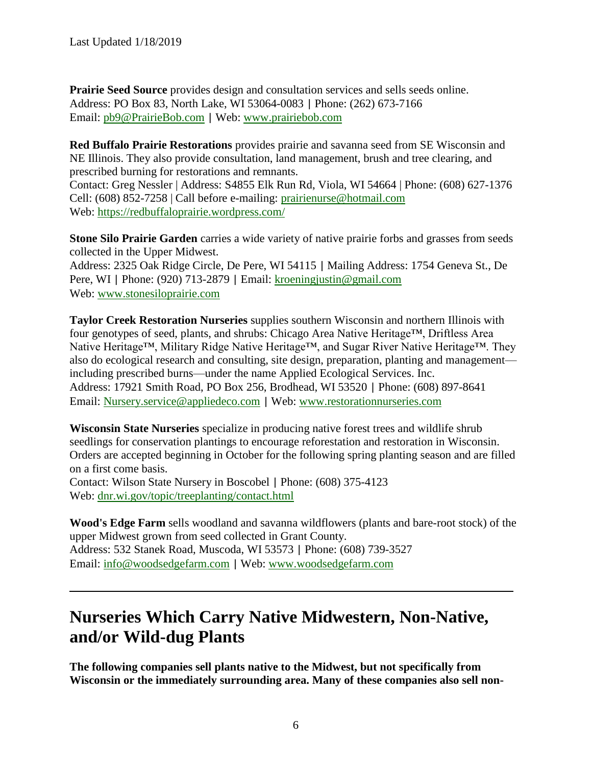Last Updated 1/18/2019

**Prairie Seed Source** provides design and consultation services and sells seeds online.
Address: PO Box 83, North Lake, WI 53064-0083 | Phone: (262) 673-7166
Email: pb9@PrairieBob.com | Web: www.prairiebob.com

**Red Buffalo Prairie Restorations** provides prairie and savanna seed from SE Wisconsin and NE Illinois. They also provide consultation, land management, brush and tree clearing, and prescribed burning for restorations and remnants.
Contact: Greg Nessler | Address: S4855 Elk Run Rd, Viola, WI 54664 | Phone: (608) 627-1376
Cell: (608) 852-7258 | Call before e-mailing: prairienurse@hotmail.com
Web: https://redbuffaloprairie.wordpress.com/

**Stone Silo Prairie Garden** carries a wide variety of native prairie forbs and grasses from seeds collected in the Upper Midwest.
Address: 2325 Oak Ridge Circle, De Pere, WI 54115 | Mailing Address: 1754 Geneva St., De Pere, WI | Phone: (920) 713-2879 | Email: kroeningjustin@gmail.com
Web: www.stonesiloprairie.com

**Taylor Creek Restoration Nurseries** supplies southern Wisconsin and northern Illinois with four genotypes of seed, plants, and shrubs: Chicago Area Native Heritage™, Driftless Area Native Heritage™, Military Ridge Native Heritage™, and Sugar River Native Heritage™. They also do ecological research and consulting, site design, preparation, planting and management—including prescribed burns—under the name Applied Ecological Services. Inc.
Address: 17921 Smith Road, PO Box 256, Brodhead, WI 53520 | Phone: (608) 897-8641
Email: Nursery.service@appliedeco.com | Web: www.restorationnurseries.com

**Wisconsin State Nurseries** specialize in producing native forest trees and wildlife shrub seedlings for conservation plantings to encourage reforestation and restoration in Wisconsin. Orders are accepted beginning in October for the following spring planting season and are filled on a first come basis.
Contact: Wilson State Nursery in Boscobel | Phone: (608) 375-4123
Web: dnr.wi.gov/topic/treeplanting/contact.html

**Wood's Edge Farm** sells woodland and savanna wildflowers (plants and bare-root stock) of the upper Midwest grown from seed collected in Grant County.
Address: 532 Stanek Road, Muscoda, WI 53573 | Phone: (608) 739-3527
Email: info@woodsedgefarm.com | Web: www.woodsedgefarm.com

---

## Nurseries Which Carry Native Midwestern, Non-Native, and/or Wild-dug Plants

**The following companies sell plants native to the Midwest, but not specifically from Wisconsin or the immediately surrounding area. Many of these companies also sell non-**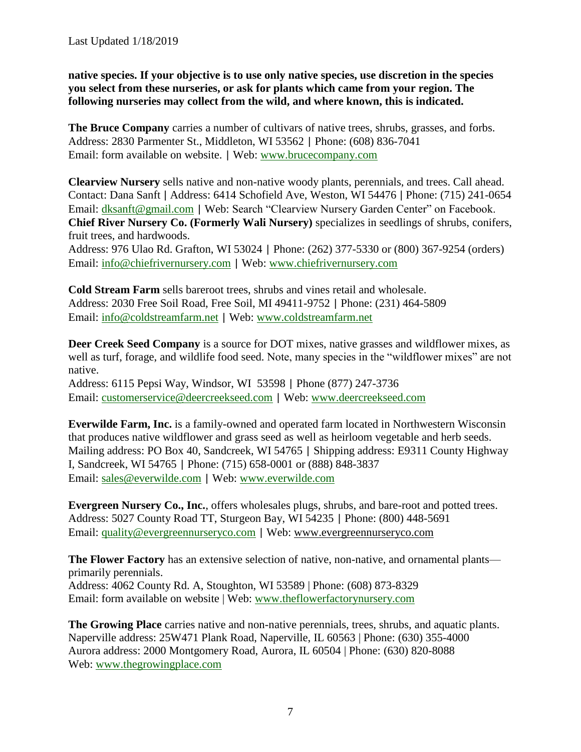**native species. If your objective is to use only native species, use discretion in the species you select from these nurseries, or ask for plants which came from your region. The following nurseries may collect from the wild, and where known, this is indicated.**

**The Bruce Company** carries a number of cultivars of native trees, shrubs, grasses, and forbs.
Address: 2830 Parmenter St., Middleton, WI 53562 | Phone: (608) 836-7041
Email: form available on website. | Web: www.brucecompany.com

**Clearview Nursery** sells native and non-native woody plants, perennials, and trees. Call ahead.
Contact: Dana Sanft | Address: 6414 Schofield Ave, Weston, WI 54476 | Phone: (715) 241-0654
Email: dksanft@gmail.com | Web: Search "Clearview Nursery Garden Center" on Facebook.

**Chief River Nursery Co. (Formerly Wali Nursery)** specializes in seedlings of shrubs, conifers, fruit trees, and hardwoods.
Address: 976 Ulao Rd. Grafton, WI 53024 | Phone: (262) 377-5330 or (800) 367-9254 (orders)
Email: info@chiefrivernursery.com | Web: www.chiefrivernursery.com

**Cold Stream Farm** sells bareroot trees, shrubs and vines retail and wholesale.
Address: 2030 Free Soil Road, Free Soil, MI 49411-9752 | Phone: (231) 464-5809
Email: info@coldstreamfarm.net | Web: www.coldstreamfarm.net

**Deer Creek Seed Company** is a source for DOT mixes, native grasses and wildflower mixes, as well as turf, forage, and wildlife food seed. Note, many species in the "wildflower mixes" are not native.
Address: 6115 Pepsi Way, Windsor, WI 53598 | Phone (877) 247-3736
Email: customerservice@deercreekseed.com | Web: www.deercreekseed.com

**Everwilde Farm, Inc.** is a family-owned and operated farm located in Northwestern Wisconsin that produces native wildflower and grass seed as well as heirloom vegetable and herb seeds.
Mailing address: PO Box 40, Sandcreek, WI 54765 | Shipping address: E9311 County Highway I, Sandcreek, WI 54765 | Phone: (715) 658-0001 or (888) 848-3837
Email: sales@everwilde.com | Web: www.everwilde.com

**Evergreen Nursery Co., Inc.**, offers wholesales plugs, shrubs, and bare-root and potted trees.
Address: 5027 County Road TT, Sturgeon Bay, WI 54235 | Phone: (800) 448-5691
Email: quality@evergreennurseryco.com | Web: www.evergreennurseryco.com

**The Flower Factory** has an extensive selection of native, non-native, and ornamental plants—primarily perennials.
Address: 4062 County Rd. A, Stoughton, WI 53589 | Phone: (608) 873-8329
Email: form available on website | Web: www.theflowerfactorynursery.com

**The Growing Place** carries native and non-native perennials, trees, shrubs, and aquatic plants.
Naperville address: 25W471 Plank Road, Naperville, IL 60563 | Phone: (630) 355-4000
Aurora address: 2000 Montgomery Road, Aurora, IL 60504 | Phone: (630) 820-8088
Web: www.thegrowingplace.com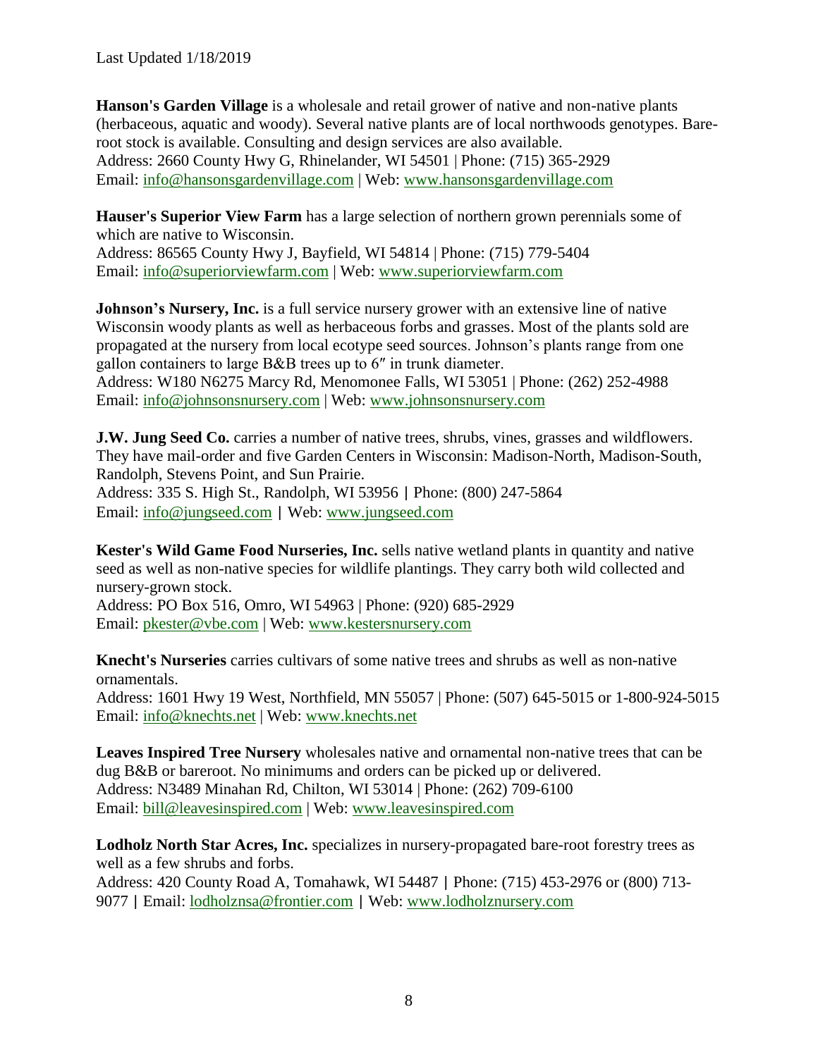Last Updated 1/18/2019

**Hanson's Garden Village** is a wholesale and retail grower of native and non-native plants (herbaceous, aquatic and woody). Several native plants are of local northwoods genotypes. Bare-root stock is available. Consulting and design services are also available.
Address: 2660 County Hwy G, Rhinelander, WI 54501 | Phone: (715) 365-2929
Email: info@hansonsgardenvillage.com | Web: www.hansonsgardenvillage.com

**Hauser's Superior View Farm** has a large selection of northern grown perennials some of which are native to Wisconsin.
Address: 86565 County Hwy J, Bayfield, WI 54814 | Phone: (715) 779-5404
Email: info@superiorviewfarm.com | Web: www.superiorviewfarm.com

**Johnson's Nursery, Inc.** is a full service nursery grower with an extensive line of native Wisconsin woody plants as well as herbaceous forbs and grasses. Most of the plants sold are propagated at the nursery from local ecotype seed sources. Johnson's plants range from one gallon containers to large B&B trees up to 6″ in trunk diameter.
Address: W180 N6275 Marcy Rd, Menomonee Falls, WI 53051 | Phone: (262) 252-4988
Email: info@johnsonsnursery.com | Web: www.johnsonsnursery.com

**J.W. Jung Seed Co.** carries a number of native trees, shrubs, vines, grasses and wildflowers. They have mail-order and five Garden Centers in Wisconsin: Madison-North, Madison-South, Randolph, Stevens Point, and Sun Prairie.
Address: 335 S. High St., Randolph, WI 53956 | Phone: (800) 247-5864
Email: info@jungseed.com | Web: www.jungseed.com

**Kester's Wild Game Food Nurseries, Inc.** sells native wetland plants in quantity and native seed as well as non-native species for wildlife plantings. They carry both wild collected and nursery-grown stock.
Address: PO Box 516, Omro, WI 54963 | Phone: (920) 685-2929
Email: pkester@vbe.com | Web: www.kestersnursery.com

**Knecht's Nurseries** carries cultivars of some native trees and shrubs as well as non-native ornamentals.
Address: 1601 Hwy 19 West, Northfield, MN 55057 | Phone: (507) 645-5015 or 1-800-924-5015
Email: info@knechts.net | Web: www.knechts.net

**Leaves Inspired Tree Nursery** wholesales native and ornamental non-native trees that can be dug B&B or bareroot. No minimums and orders can be picked up or delivered.
Address: N3489 Minahan Rd, Chilton, WI 53014 | Phone: (262) 709-6100
Email: bill@leavesinspired.com | Web: www.leavesinspired.com

**Lodholz North Star Acres, Inc.** specializes in nursery-propagated bare-root forestry trees as well as a few shrubs and forbs.
Address: 420 County Road A, Tomahawk, WI 54487 | Phone: (715) 453-2976 or (800) 713-9077 | Email: lodholznsa@frontier.com | Web: www.lodholznursery.com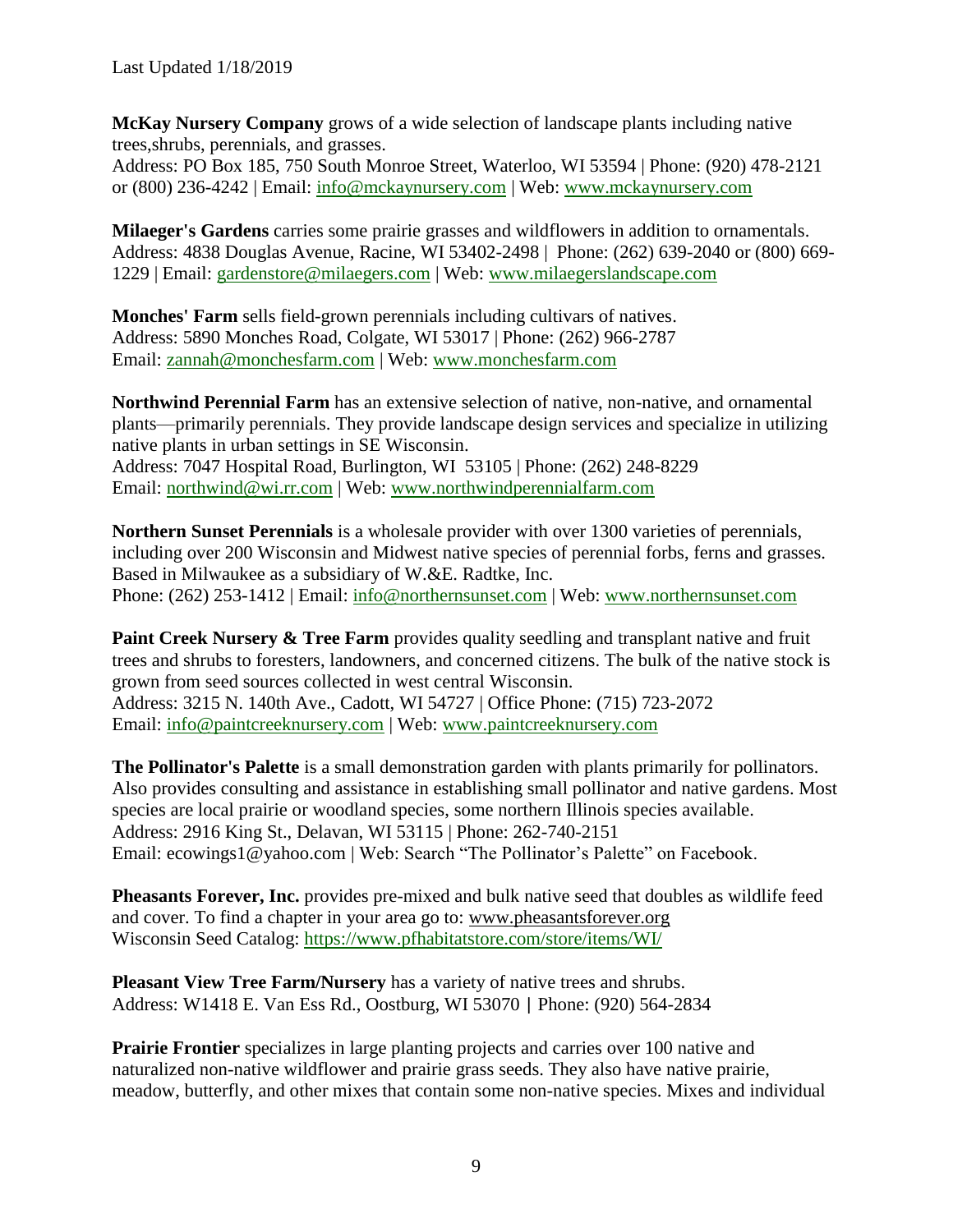Last Updated 1/18/2019

**McKay Nursery Company** grows of a wide selection of landscape plants including native trees,shrubs, perennials, and grasses.
Address: PO Box 185, 750 South Monroe Street, Waterloo, WI 53594 | Phone: (920) 478-2121 or (800) 236-4242 | Email: info@mckaynursery.com | Web: www.mckaynursery.com

**Milaeger's Gardens** carries some prairie grasses and wildflowers in addition to ornamentals.
Address: 4838 Douglas Avenue, Racine, WI 53402-2498 | Phone: (262) 639-2040 or (800) 669-1229 | Email: gardenstore@milaegers.com | Web: www.milaegerslandscape.com

**Monches' Farm** sells field-grown perennials including cultivars of natives.
Address: 5890 Monches Road, Colgate, WI 53017 | Phone: (262) 966-2787
Email: zannah@monchesfarm.com | Web: www.monchesfarm.com

**Northwind Perennial Farm** has an extensive selection of native, non-native, and ornamental plants—primarily perennials. They provide landscape design services and specialize in utilizing native plants in urban settings in SE Wisconsin.
Address: 7047 Hospital Road, Burlington, WI 53105 | Phone: (262) 248-8229
Email: northwind@wi.rr.com | Web: www.northwindperennialfarm.com

**Northern Sunset Perennials** is a wholesale provider with over 1300 varieties of perennials, including over 200 Wisconsin and Midwest native species of perennial forbs, ferns and grasses. Based in Milwaukee as a subsidiary of W.&E. Radtke, Inc.
Phone: (262) 253-1412 | Email: info@northernsunset.com | Web: www.northernsunset.com

**Paint Creek Nursery & Tree Farm** provides quality seedling and transplant native and fruit trees and shrubs to foresters, landowners, and concerned citizens. The bulk of the native stock is grown from seed sources collected in west central Wisconsin.
Address: 3215 N. 140th Ave., Cadott, WI 54727 | Office Phone: (715) 723-2072
Email: info@paintcreeknursery.com | Web: www.paintcreeknursery.com

**The Pollinator's Palette** is a small demonstration garden with plants primarily for pollinators. Also provides consulting and assistance in establishing small pollinator and native gardens. Most species are local prairie or woodland species, some northern Illinois species available.
Address: 2916 King St., Delavan, WI 53115 | Phone: 262-740-2151
Email: ecowings1@yahoo.com | Web: Search "The Pollinator's Palette" on Facebook.

**Pheasants Forever, Inc.** provides pre-mixed and bulk native seed that doubles as wildlife feed and cover. To find a chapter in your area go to: www.pheasantsforever.org
Wisconsin Seed Catalog: https://www.pfhabitatstore.com/store/items/WI/

**Pleasant View Tree Farm/Nursery** has a variety of native trees and shrubs.
Address: W1418 E. Van Ess Rd., Oostburg, WI 53070 | Phone: (920) 564-2834

**Prairie Frontier** specializes in large planting projects and carries over 100 native and naturalized non-native wildflower and prairie grass seeds. They also have native prairie, meadow, butterfly, and other mixes that contain some non-native species. Mixes and individual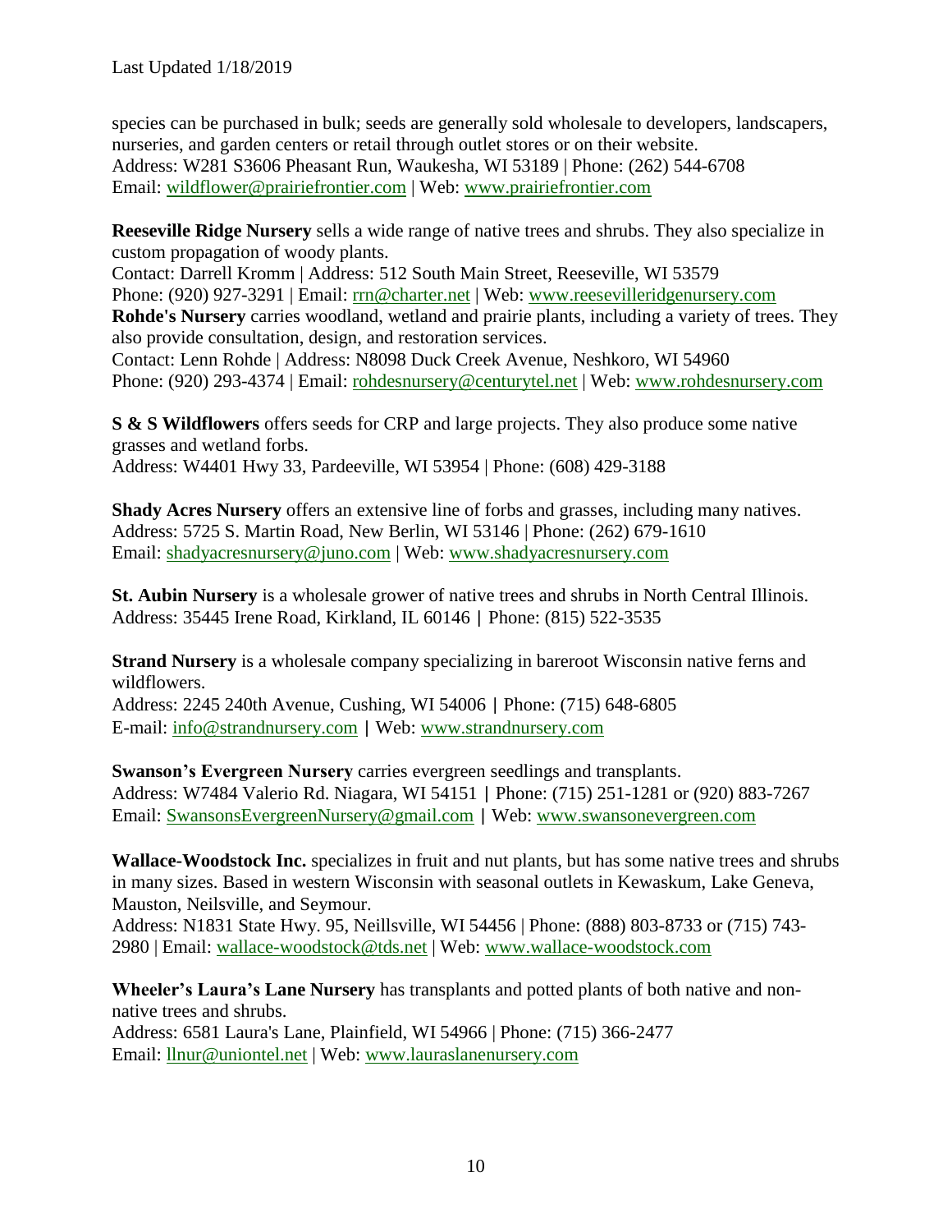species can be purchased in bulk; seeds are generally sold wholesale to developers, landscapers, nurseries, and garden centers or retail through outlet stores or on their website.
Address: W281 S3606 Pheasant Run, Waukesha, WI 53189 | Phone: (262) 544-6708
Email: wildflower@prairiefrontier.com | Web: www.prairiefrontier.com

**Reeseville Ridge Nursery** sells a wide range of native trees and shrubs. They also specialize in custom propagation of woody plants.
Contact: Darrell Kromm | Address: 512 South Main Street, Reeseville, WI 53579
Phone: (920) 927-3291 | Email: rrn@charter.net | Web: www.reesevilleridgenursery.com

**Rohde's Nursery** carries woodland, wetland and prairie plants, including a variety of trees. They also provide consultation, design, and restoration services.
Contact: Lenn Rohde | Address: N8098 Duck Creek Avenue, Neshkoro, WI 54960
Phone: (920) 293-4374 | Email: rohdesnursery@centurytel.net | Web: www.rohdesnursery.com

**S & S Wildflowers** offers seeds for CRP and large projects. They also produce some native grasses and wetland forbs.
Address: W4401 Hwy 33, Pardeeville, WI 53954 | Phone: (608) 429-3188

**Shady Acres Nursery** offers an extensive line of forbs and grasses, including many natives.
Address: 5725 S. Martin Road, New Berlin, WI 53146 | Phone: (262) 679-1610
Email: shadyacresnursery@juno.com | Web: www.shadyacresnursery.com

**St. Aubin Nursery** is a wholesale grower of native trees and shrubs in North Central Illinois.
Address: 35445 Irene Road, Kirkland, IL 60146 | Phone: (815) 522-3535

**Strand Nursery** is a wholesale company specializing in bareroot Wisconsin native ferns and wildflowers.
Address: 2245 240th Avenue, Cushing, WI 54006 | Phone: (715) 648-6805
E-mail: info@strandnursery.com | Web: www.strandnursery.com

**Swanson's Evergreen Nursery** carries evergreen seedlings and transplants.
Address: W7484 Valerio Rd. Niagara, WI 54151 | Phone: (715) 251-1281 or (920) 883-7267
Email: SwansonsEvergreenNursery@gmail.com | Web: www.swansonevergreen.com

**Wallace-Woodstock Inc.** specializes in fruit and nut plants, but has some native trees and shrubs in many sizes. Based in western Wisconsin with seasonal outlets in Kewaskum, Lake Geneva, Mauston, Neilsville, and Seymour.
Address: N1831 State Hwy. 95, Neillsville, WI 54456 | Phone: (888) 803-8733 or (715) 743-2980 | Email: wallace-woodstock@tds.net | Web: www.wallace-woodstock.com

**Wheeler's Laura's Lane Nursery** has transplants and potted plants of both native and non-native trees and shrubs.
Address: 6581 Laura's Lane, Plainfield, WI 54966 | Phone: (715) 366-2477
Email: llnur@uniontel.net | Web: www.lauraslanenursery.com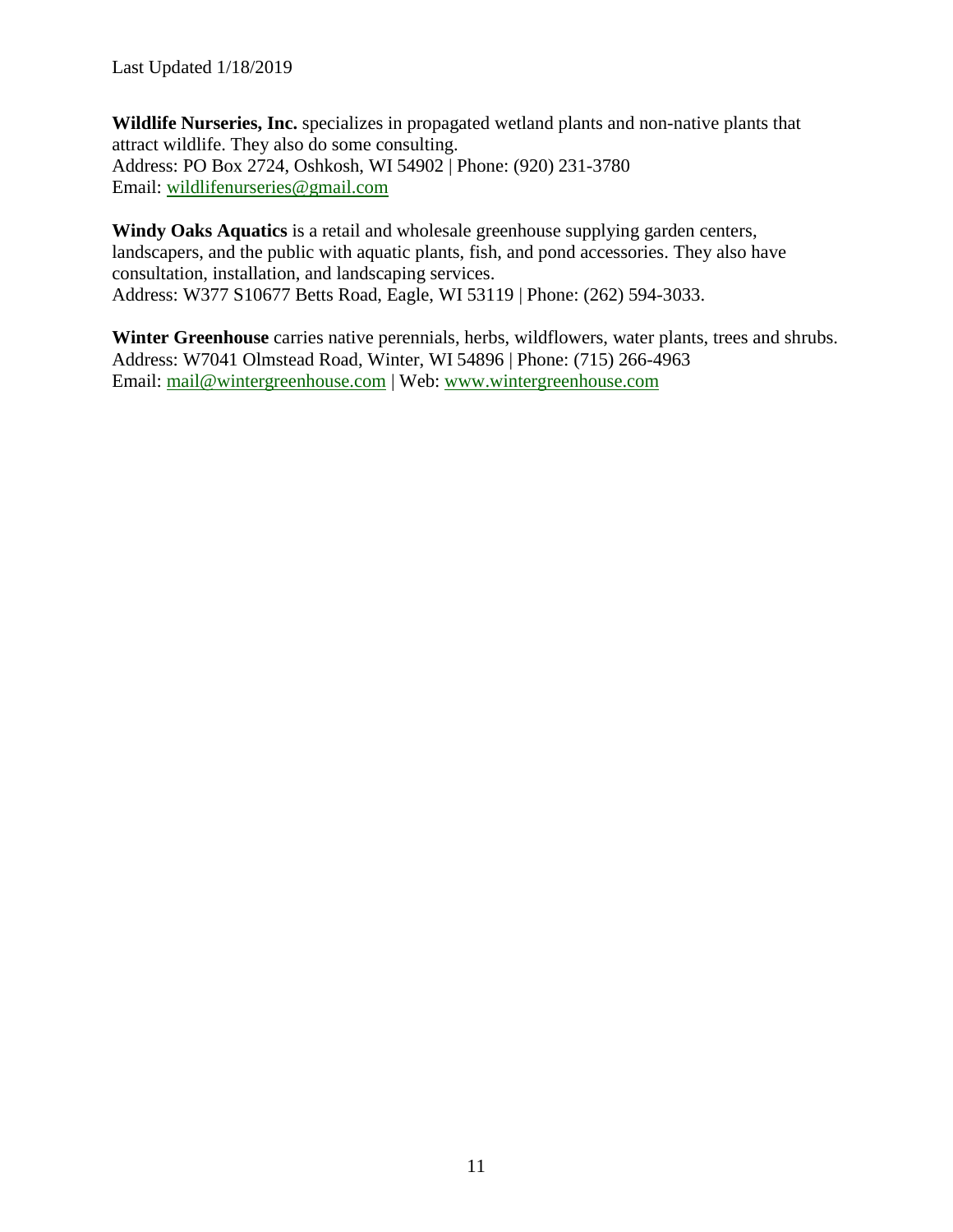Last Updated 1/18/2019

**Wildlife Nurseries, Inc.** specializes in propagated wetland plants and non-native plants that attract wildlife. They also do some consulting.
Address: PO Box 2724, Oshkosh, WI 54902 | Phone: (920) 231-3780
Email: wildlifenurseries@gmail.com

**Windy Oaks Aquatics** is a retail and wholesale greenhouse supplying garden centers, landscapers, and the public with aquatic plants, fish, and pond accessories. They also have consultation, installation, and landscaping services.
Address: W377 S10677 Betts Road, Eagle, WI 53119 | Phone: (262) 594-3033.

**Winter Greenhouse** carries native perennials, herbs, wildflowers, water plants, trees and shrubs.
Address: W7041 Olmstead Road, Winter, WI 54896 | Phone: (715) 266-4963
Email: mail@wintergreenhouse.com | Web: www.wintergreenhouse.com